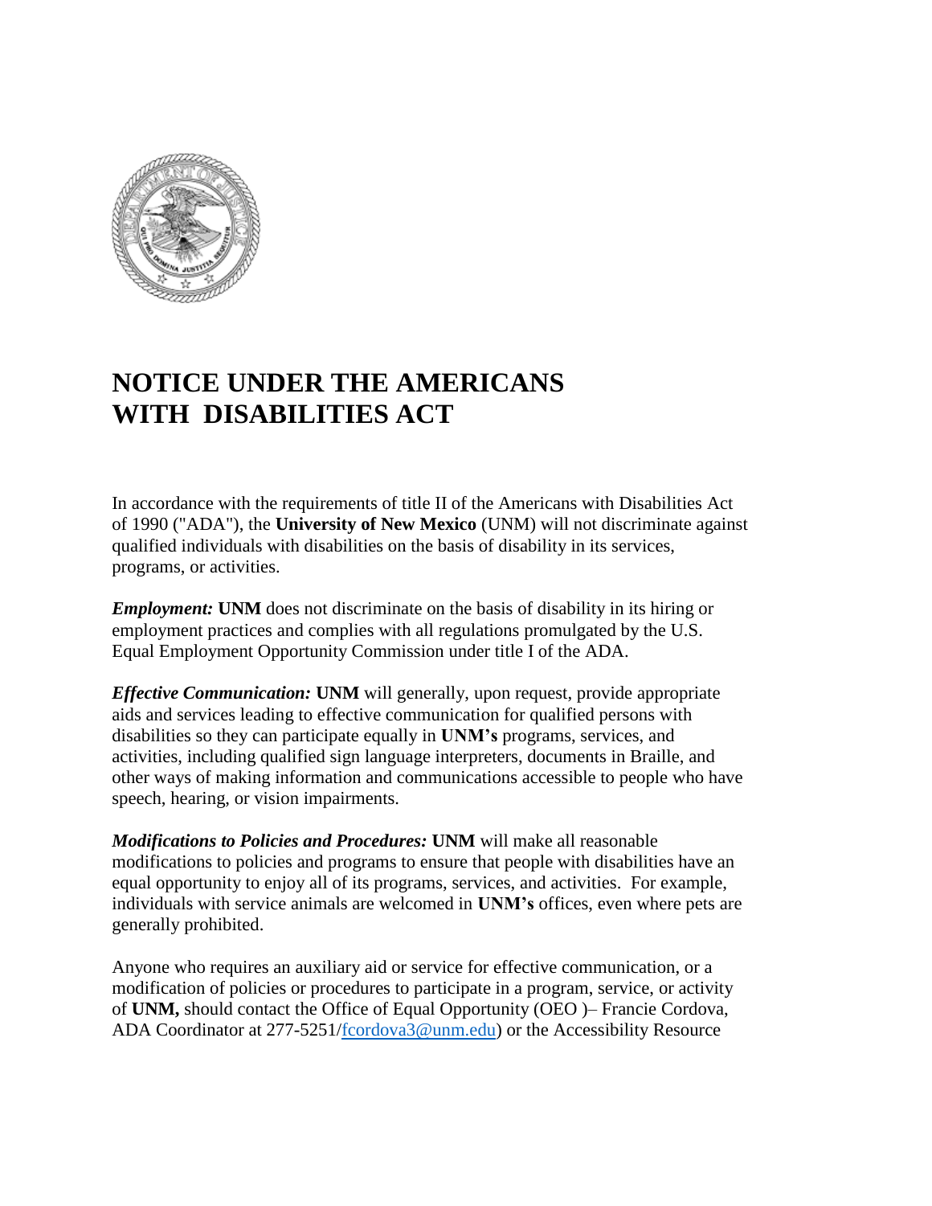# NOTICE UNDER THE AMERICANS WITH DISABILITIES ACT

In accordance with the requirements of title II of the Americans with Disabilities Act of 1990 ("ADA"), the **University of New Mexico** (UNM) will not discriminate against qualified individuals with disabilities on the basis of disability in its services, programs, or activities.

***Employment:*** **UNM** does not discriminate on the basis of disability in its hiring or employment practices and complies with all regulations promulgated by the U.S. Equal Employment Opportunity Commission under title I of the ADA.

***Effective Communication:*** **UNM** will generally, upon request, provide appropriate aids and services leading to effective communication for qualified persons with disabilities so they can participate equally in **UNM's** programs, services, and activities, including qualified sign language interpreters, documents in Braille, and other ways of making information and communications accessible to people who have speech, hearing, or vision impairments.

***Modifications to Policies and Procedures:*** **UNM** will make all reasonable modifications to policies and programs to ensure that people with disabilities have an equal opportunity to enjoy all of its programs, services, and activities. For example, individuals with service animals are welcomed in **UNM's** offices, even where pets are generally prohibited.

Anyone who requires an auxiliary aid or service for effective communication, or a modification of policies or procedures to participate in a program, service, or activity of **UNM,** should contact the Office of Equal Opportunity (OEO )– Francie Cordova, ADA Coordinator at 277-5251/[fcordova3@unm.edu](mailto:fcordova3@unm.edu)) or the Accessibility Resource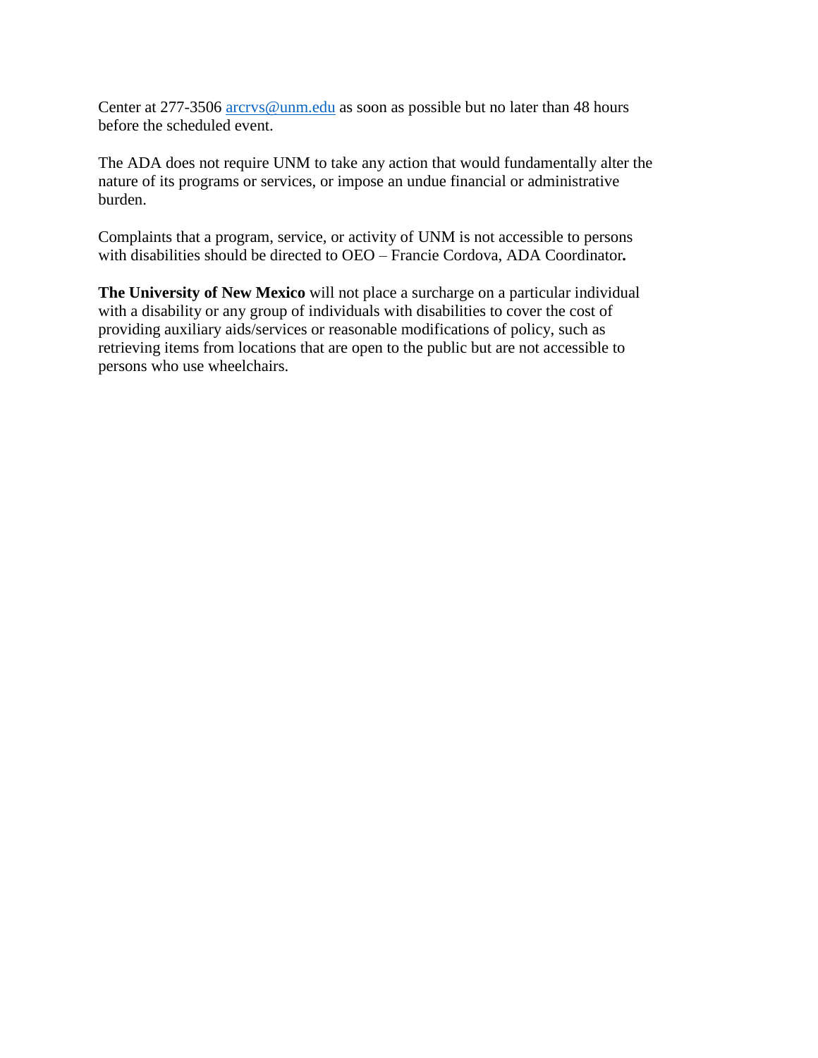Center at 277-3506 arcrvs@unm.edu as soon as possible but no later than 48 hours before the scheduled event.

The ADA does not require UNM to take any action that would fundamentally alter the nature of its programs or services, or impose an undue financial or administrative burden.

Complaints that a program, service, or activity of UNM is not accessible to persons with disabilities should be directed to OEO – Francie Cordova, ADA Coordinator**.**

**The University of New Mexico** will not place a surcharge on a particular individual with a disability or any group of individuals with disabilities to cover the cost of providing auxiliary aids/services or reasonable modifications of policy, such as retrieving items from locations that are open to the public but are not accessible to persons who use wheelchairs.